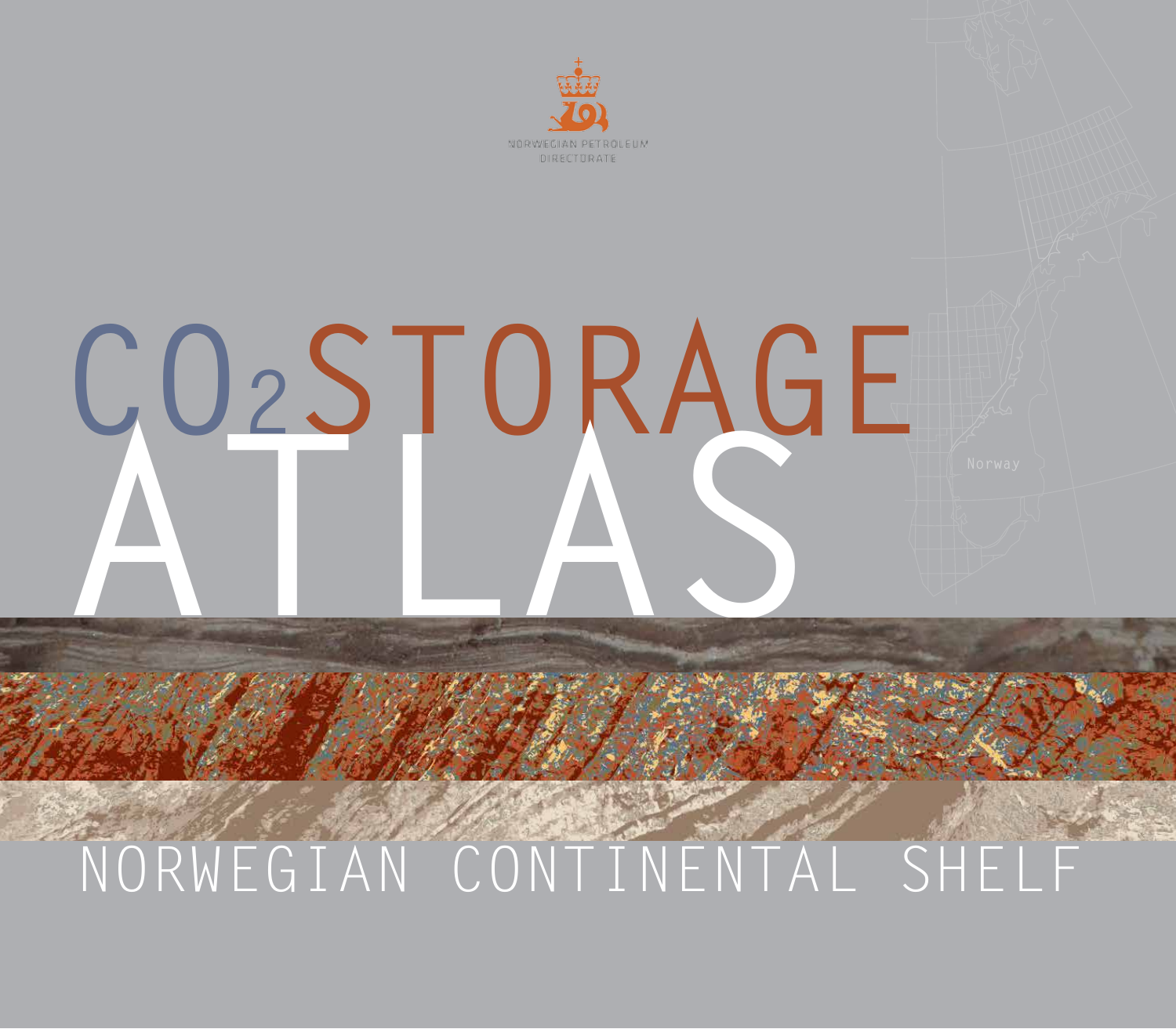NORWEGIAN PETROLEUM DIRECTORATE

# $CO_2$ STORAGE ATLAS

## NORWEGIAN CONTINENTAL SHELF

Norway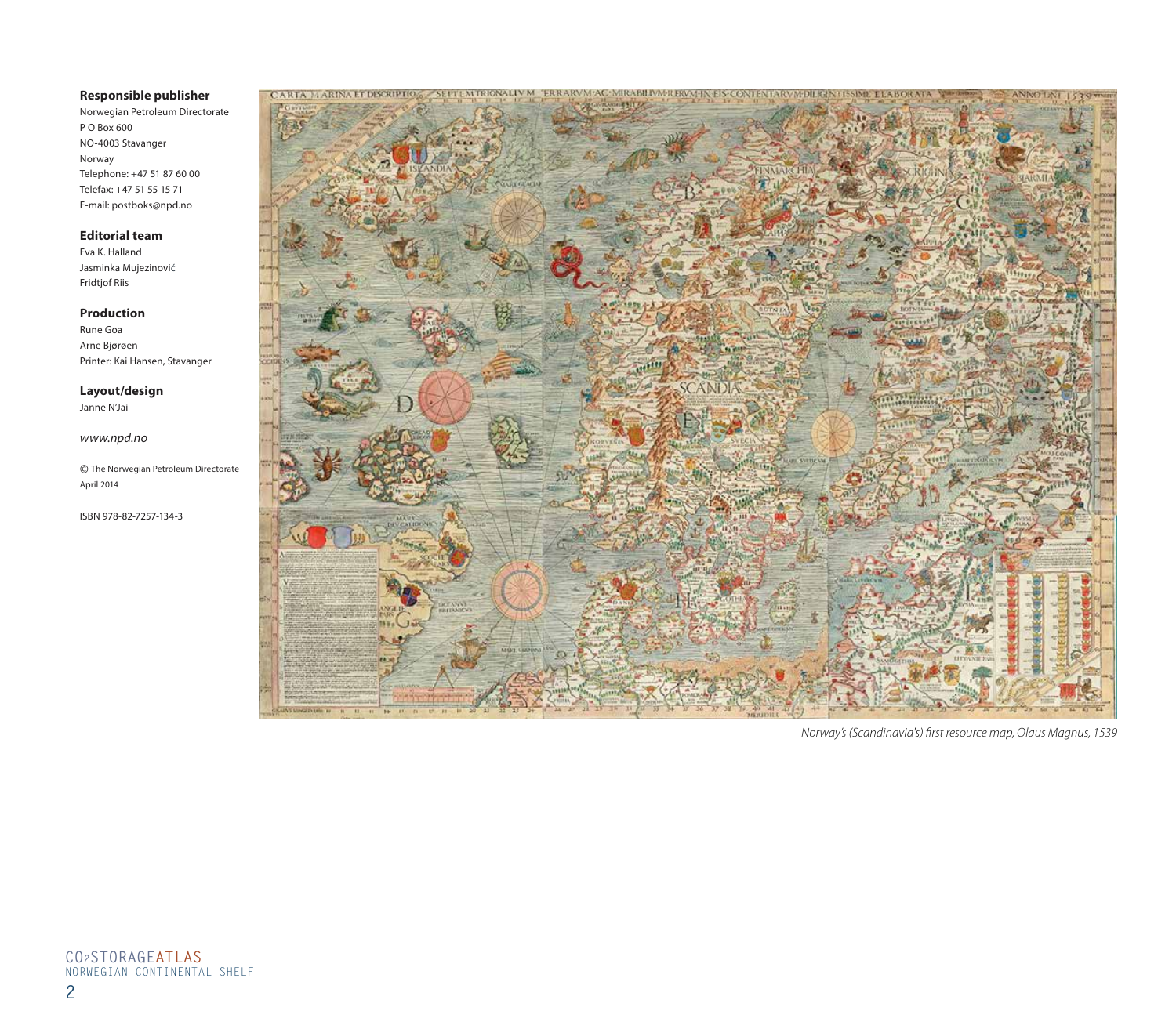**Responsible publisher**
Norwegian Petroleum Directorate
P O Box 600
NO-4003 Stavanger
Norway
Telephone: +47 51 87 60 00
Telefax: +47 51 55 15 71
E-mail: postboks@npd.no

**Editorial team**
Eva K. Halland
Jasminka Mujezinović
Fridtjof Riis

**Production**
Rune Goa
Arne Bjørøen
Printer: Kai Hansen, Stavanger

**Layout/design**
Janne N'Jai

*www.npd.no*

© The Norwegian Petroleum Directorate
April 2014

ISBN 978-82-7257-134-3

*Norway's (Scandinavia's) first resource map, Olaus Magnus, 1539*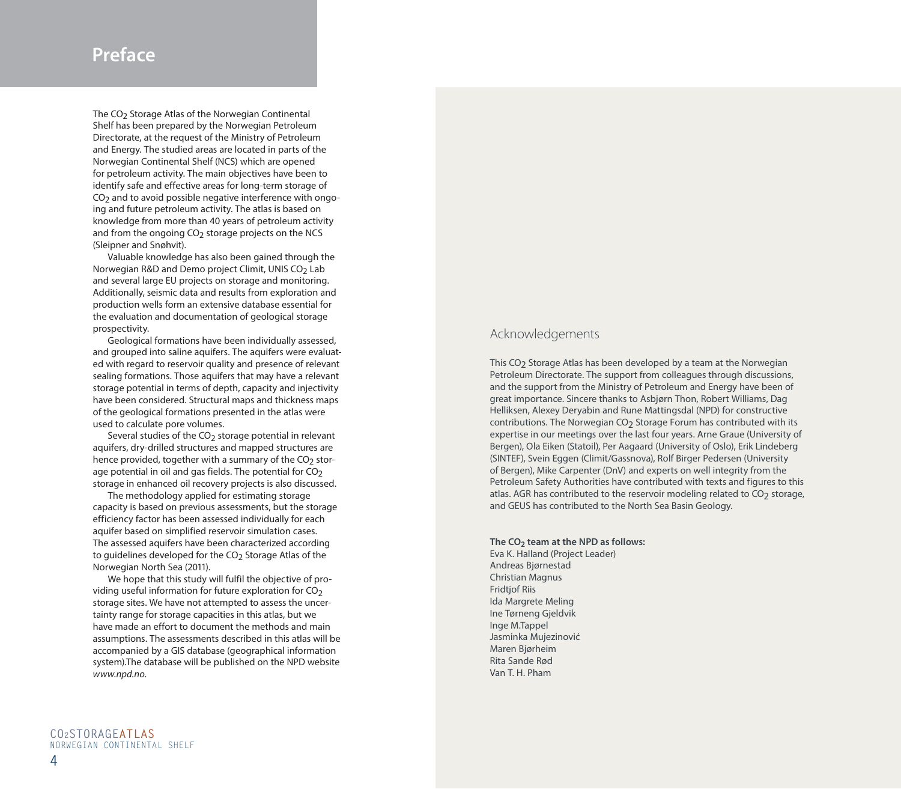# Preface

The $CO_2$ Storage Atlas of the Norwegian Continental Shelf has been prepared by the Norwegian Petroleum Directorate, at the request of the Ministry of Petroleum and Energy. The studied areas are located in parts of the Norwegian Continental Shelf (NCS) which are opened for petroleum activity. The main objectives have been to identify safe and effective areas for long-term storage of $CO_2$ and to avoid possible negative interference with ongoing and future petroleum activity. The atlas is based on knowledge from more than 40 years of petroleum activity and from the ongoing $CO_2$ storage projects on the NCS (Sleipner and Snøhvit).

Valuable knowledge has also been gained through the Norwegian R&D and Demo project Climit, UNIS $CO_2$ Lab and several large EU projects on storage and monitoring. Additionally, seismic data and results from exploration and production wells form an extensive database essential for the evaluation and documentation of geological storage prospectivity.

Geological formations have been individually assessed, and grouped into saline aquifers. The aquifers were evaluated with regard to reservoir quality and presence of relevant sealing formations. Those aquifers that may have a relevant storage potential in terms of depth, capacity and injectivity have been considered. Structural maps and thickness maps of the geological formations presented in the atlas were used to calculate pore volumes.

Several studies of the $CO_2$ storage potential in relevant aquifers, dry-drilled structures and mapped structures are hence provided, together with a summary of the $CO_2$ storage potential in oil and gas fields. The potential for $CO_2$ storage in enhanced oil recovery projects is also discussed.

The methodology applied for estimating storage capacity is based on previous assessments, but the storage efficiency factor has been assessed individually for each aquifer based on simplified reservoir simulation cases. The assessed aquifers have been characterized according to guidelines developed for the $CO_2$ Storage Atlas of the Norwegian North Sea (2011).

We hope that this study will fulfil the objective of providing useful information for future exploration for $CO_2$ storage sites. We have not attempted to assess the uncertainty range for storage capacities in this atlas, but we have made an effort to document the methods and main assumptions. The assessments described in this atlas will be accompanied by a GIS database (geographical information system).The database will be published on the NPD website *www.npd.no*.

## Acknowledgements

This $CO_2$ Storage Atlas has been developed by a team at the Norwegian Petroleum Directorate. The support from colleagues through discussions, and the support from the Ministry of Petroleum and Energy have been of great importance. Sincere thanks to Asbjørn Thon, Robert Williams, Dag Helliksen, Alexey Deryabin and Rune Mattingsdal (NPD) for constructive contributions. The Norwegian $CO_2$ Storage Forum has contributed with its expertise in our meetings over the last four years. Arne Graue (University of Bergen), Ola Eiken (Statoil), Per Aagaard (University of Oslo), Erik Lindeberg (SINTEF), Svein Eggen (Climit/Gassnova), Rolf Birger Pedersen (University of Bergen), Mike Carpenter (DnV) and experts on well integrity from the Petroleum Safety Authorities have contributed with texts and figures to this atlas. AGR has contributed to the reservoir modeling related to $CO_2$ storage, and GEUS has contributed to the North Sea Basin Geology.

**The $CO_2$ team at the NPD as follows:**

Eva K. Halland (Project Leader)
Andreas Bjørnestad
Christian Magnus
Fridtjof Riis
Ida Margrete Meling
Ine Tørneng Gjeldvik
Inge M.Tappel
Jasminka Mujezinović
Maren Bjørheim
Rita Sande Rød
Van T. H. Pham